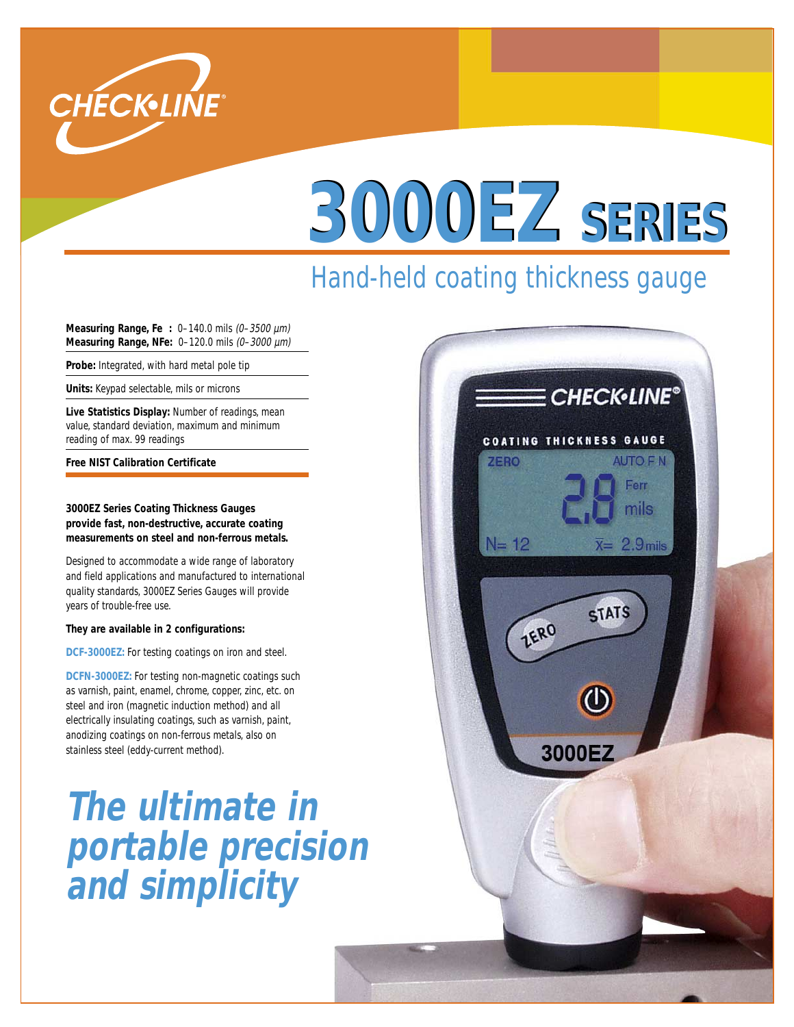CHECK•LINE®

# 3000EZ SERIES

## Hand-held coating thickness gauge

**Measuring Range, Fe :** 0–140.0 mils *(0–3500 µm)*
**Measuring Range, NFe:** 0–120.0 mils *(0–3000 µm)*

**Probe:** Integrated, with hard metal pole tip

**Units:** Keypad selectable, mils or microns

**Live Statistics Display:** Number of readings, mean value, standard deviation, maximum and minimum reading of max. 99 readings

**Free NIST Calibration Certificate**

**3000EZ Series Coating Thickness Gauges provide fast, non-destructive, accurate coating measurements on steel and non-ferrous metals.**

Designed to accommodate a wide range of laboratory and field applications and manufactured to international quality standards, 3000EZ Series Gauges will provide years of trouble-free use.

**They are available in 2 configurations:**

**DCF-3000EZ:** For testing coatings on iron and steel.

**DCFN-3000EZ:** For testing non-magnetic coatings such as varnish, paint, enamel, chrome, copper, zinc, etc. on steel and iron (magnetic induction method) and all electrically insulating coatings, such as varnish, paint, anodizing coatings on non-ferrous metals, also on stainless steel (eddy-current method).

## *The ultimate in portable precision and simplicity*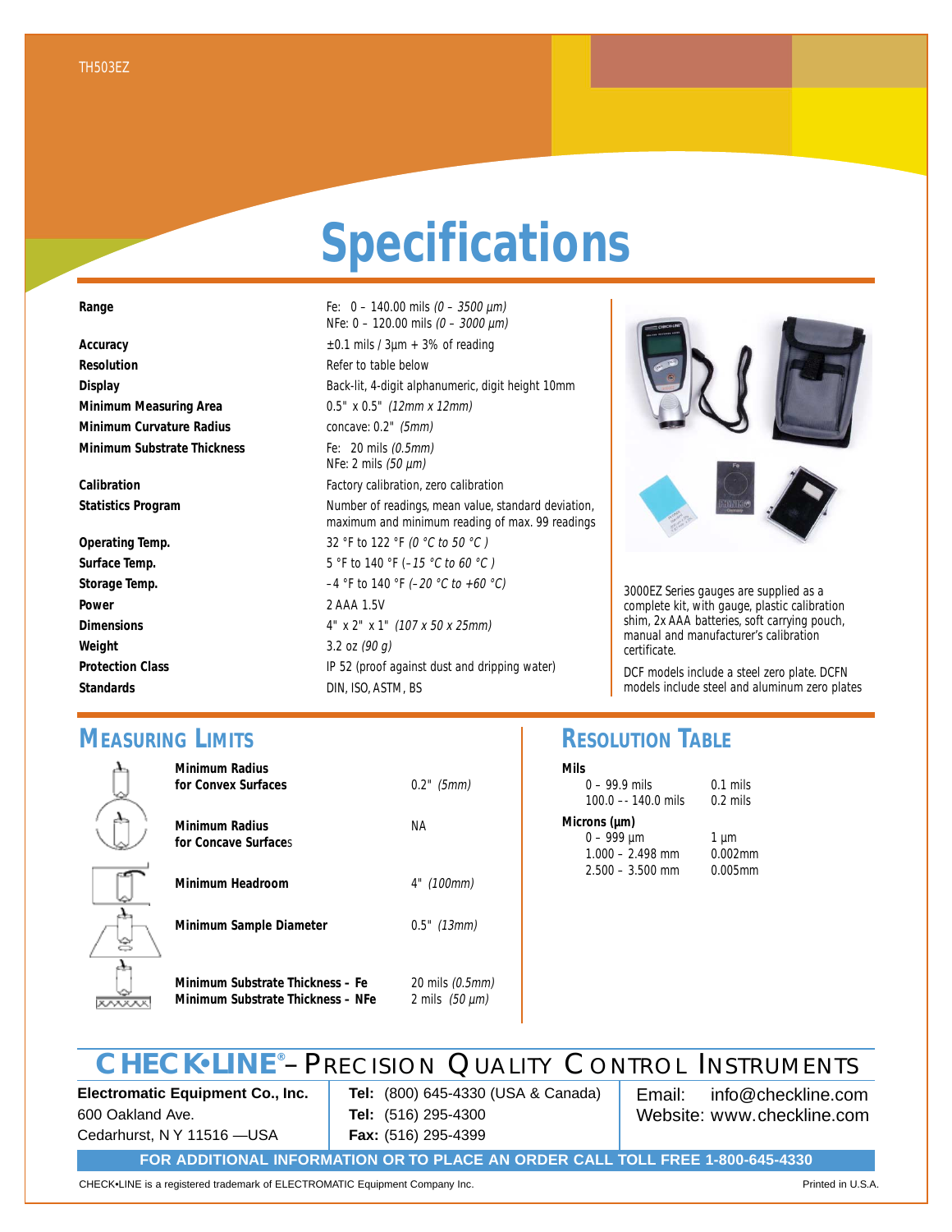# Specifications

| | |
|---|---|
| **Range** | Fe: 0 – 140.00 mils *(0 – 3500 µm)*<br>NFe: 0 – 120.00 mils *(0 – 3000 µm)* |
| **Accuracy** | ±0.1 mils / 3µm + 3% of reading |
| **Resolution** | Refer to table below |
| **Display** | Back-lit, 4-digit alphanumeric, digit height 10mm |
| **Minimum Measuring Area** | 0.5" x 0.5" *(12mm x 12mm)* |
| **Minimum Curvature Radius** | concave: 0.2" *(5mm)* |
| **Minimum Substrate Thickness** | Fe: 20 mils *(0.5mm)*<br>NFe: 2 mils *(50 µm)* |
| **Calibration** | Factory calibration, zero calibration |
| **Statistics Program** | Number of readings, mean value, standard deviation, maximum and minimum reading of max. 99 readings |
| **Operating Temp.** | 32 °F to 122 °F *(0 °C to 50 °C )* |
| **Surface Temp.** | 5 °F to 140 °F *(–15 °C to 60 °C )* |
| **Storage Temp.** | –4 °F to 140 °F *(–20 °C to +60 °C)* |
| **Power** | 2 AAA 1.5V |
| **Dimensions** | 4" x 2" x 1" *(107 x 50 x 25mm)* |
| **Weight** | 3.2 oz *(90 g)* |
| **Protection Class** | IP 52 (proof against dust and dripping water) |
| **Standards** | DIN, ISO, ASTM, BS |

3000EZ Series gauges are supplied as a complete kit, with gauge, plastic calibration shim, 2x AAA batteries, soft carrying pouch, manual and manufacturer's calibration certificate.

DCF models include a steel zero plate. DCFN models include steel and aluminum zero plates

## Measuring Limits

| | |
|---|---|
| **Minimum Radius for Convex Surfaces** | 0.2" *(5mm)* |
| **Minimum Radius for Concave Surfaces** | NA |
| **Minimum Headroom** | 4" *(100mm)* |
| **Minimum Sample Diameter** | 0.5" *(13mm)* |
| **Minimum Substrate Thickness - Fe** | 20 mils *(0.5mm)* |
| **Minimum Substrate Thickness - NFe** | 2 mils *(50 µm)* |

## Resolution Table

| | |
|---|---|
| **Mils** | |
| 0 – 99.9 mils | 0.1 mils |
| 100.0 –- 140.0 mils | 0.2 mils |
| **Microns (µm)** | |
| 0 – 999 µm | 1 µm |
| 1.000 – 2.498 mm | 0.002mm |
| 2.500 – 3.500 mm | 0.005mm |

## CHECK•LINE® – Precision Quality Control Instruments

**Electromatic Equipment Co., Inc.**
600 Oakland Ave.
Cedarhurst, N Y 11516 —USA

**Tel:** (800) 645-4330 (USA & Canada)
**Tel:** (516) 295-4300
**Fax:** (516) 295-4399

Email: info@checkline.com
Website: www.checkline.com

**FOR ADDITIONAL INFORMATION OR TO PLACE AN ORDER CALL TOLL FREE 1-800-645-4330**

CHECK•LINE is a registered trademark of ELECTROMATIC Equipment Company Inc.

Printed in U.S.A.